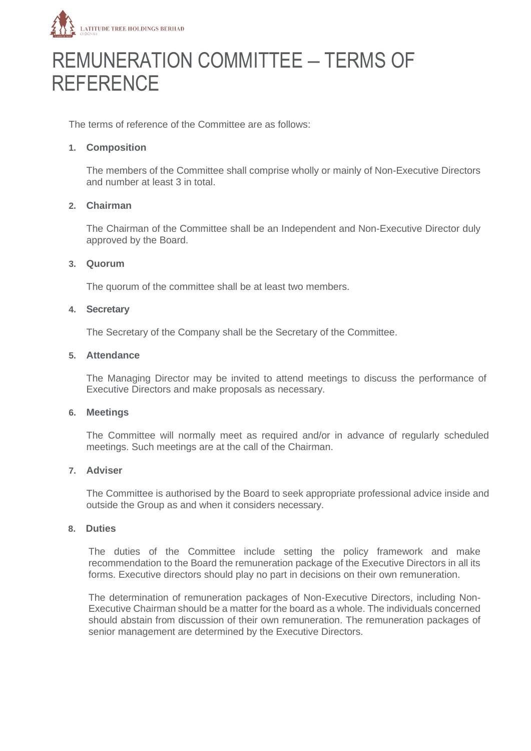LATITUDE TREE HOLDINGS BERHAD

# REMUNERATION COMMITTEE – TERMS OF REFERENCE

The terms of reference of the Committee are as follows:

**1. Composition**

The members of the Committee shall comprise wholly or mainly of Non-Executive Directors and number at least 3 in total.

**2. Chairman**

The Chairman of the Committee shall be an Independent and Non-Executive Director duly approved by the Board.

**3. Quorum**

The quorum of the committee shall be at least two members.

**4. Secretary**

The Secretary of the Company shall be the Secretary of the Committee.

**5. Attendance**

The Managing Director may be invited to attend meetings to discuss the performance of Executive Directors and make proposals as necessary.

**6. Meetings**

The Committee will normally meet as required and/or in advance of regularly scheduled meetings. Such meetings are at the call of the Chairman.

**7. Adviser**

The Committee is authorised by the Board to seek appropriate professional advice inside and outside the Group as and when it considers necessary.

**8. Duties**

The duties of the Committee include setting the policy framework and make recommendation to the Board the remuneration package of the Executive Directors in all its forms. Executive directors should play no part in decisions on their own remuneration.

The determination of remuneration packages of Non-Executive Directors, including Non-Executive Chairman should be a matter for the board as a whole. The individuals concerned should abstain from discussion of their own remuneration. The remuneration packages of senior management are determined by the Executive Directors.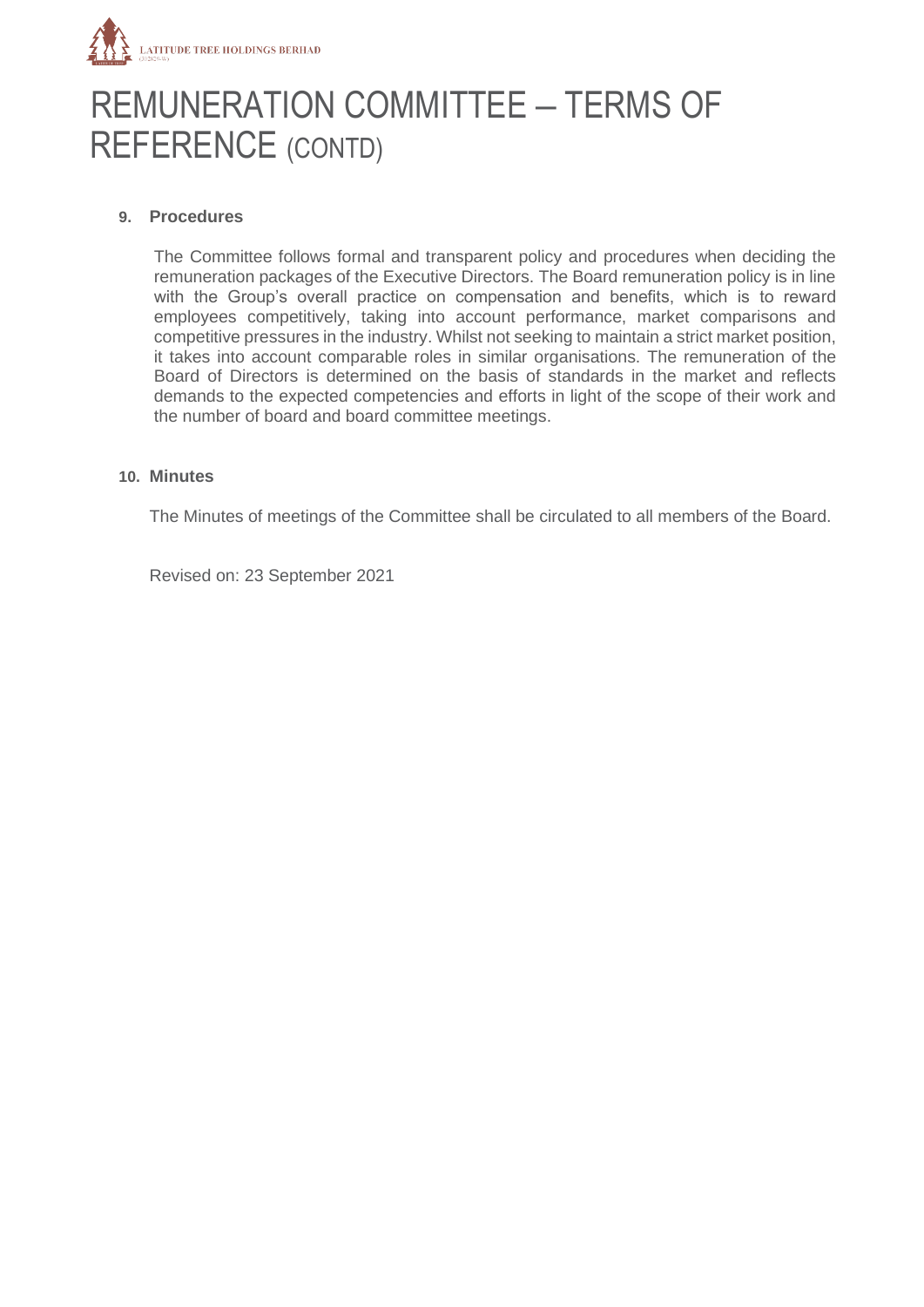# REMUNERATION COMMITTEE – TERMS OF REFERENCE (CONTD)

**9. Procedures**

The Committee follows formal and transparent policy and procedures when deciding the remuneration packages of the Executive Directors. The Board remuneration policy is in line with the Group's overall practice on compensation and benefits, which is to reward employees competitively, taking into account performance, market comparisons and competitive pressures in the industry. Whilst not seeking to maintain a strict market position, it takes into account comparable roles in similar organisations. The remuneration of the Board of Directors is determined on the basis of standards in the market and reflects demands to the expected competencies and efforts in light of the scope of their work and the number of board and board committee meetings.

**10. Minutes**

The Minutes of meetings of the Committee shall be circulated to all members of the Board.

Revised on: 23 September 2021